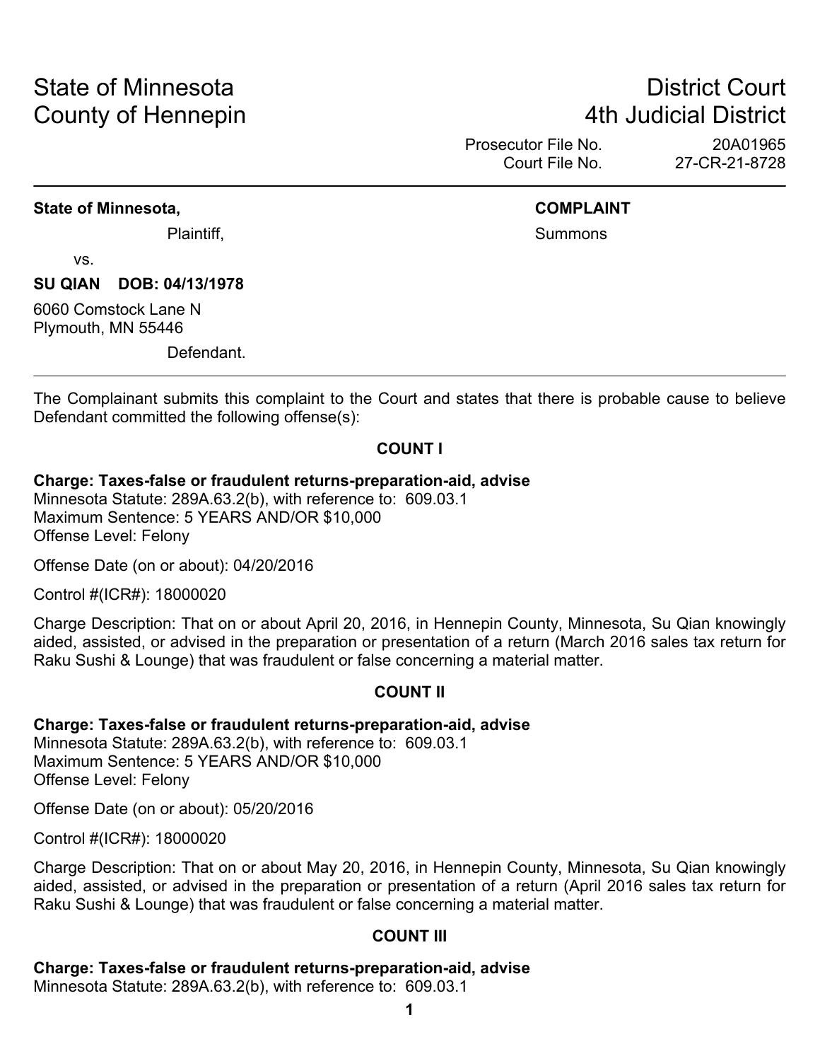State of Minnesota
County of Hennepin

District Court
4th Judicial District

Prosecutor File No. 20A01965
Court File No. 27-CR-21-8728

**State of Minnesota,**

Plaintiff,

vs.

**SU QIAN DOB: 04/13/1978**

6060 Comstock Lane N
Plymouth, MN 55446

Defendant.

**COMPLAINT**

Summons

The Complainant submits this complaint to the Court and states that there is probable cause to believe Defendant committed the following offense(s):

**COUNT I**

**Charge: Taxes-false or fraudulent returns-preparation-aid, advise**
Minnesota Statute: 289A.63.2(b), with reference to: 609.03.1
Maximum Sentence: 5 YEARS AND/OR $10,000
Offense Level: Felony

Offense Date (on or about): 04/20/2016

Control #(ICR#): 18000020

Charge Description: That on or about April 20, 2016, in Hennepin County, Minnesota, Su Qian knowingly aided, assisted, or advised in the preparation or presentation of a return (March 2016 sales tax return for Raku Sushi & Lounge) that was fraudulent or false concerning a material matter.

**COUNT II**

**Charge: Taxes-false or fraudulent returns-preparation-aid, advise**
Minnesota Statute: 289A.63.2(b), with reference to: 609.03.1
Maximum Sentence: 5 YEARS AND/OR $10,000
Offense Level: Felony

Offense Date (on or about): 05/20/2016

Control #(ICR#): 18000020

Charge Description: That on or about May 20, 2016, in Hennepin County, Minnesota, Su Qian knowingly aided, assisted, or advised in the preparation or presentation of a return (April 2016 sales tax return for Raku Sushi & Lounge) that was fraudulent or false concerning a material matter.

**COUNT III**

**Charge: Taxes-false or fraudulent returns-preparation-aid, advise**
Minnesota Statute: 289A.63.2(b), with reference to: 609.03.1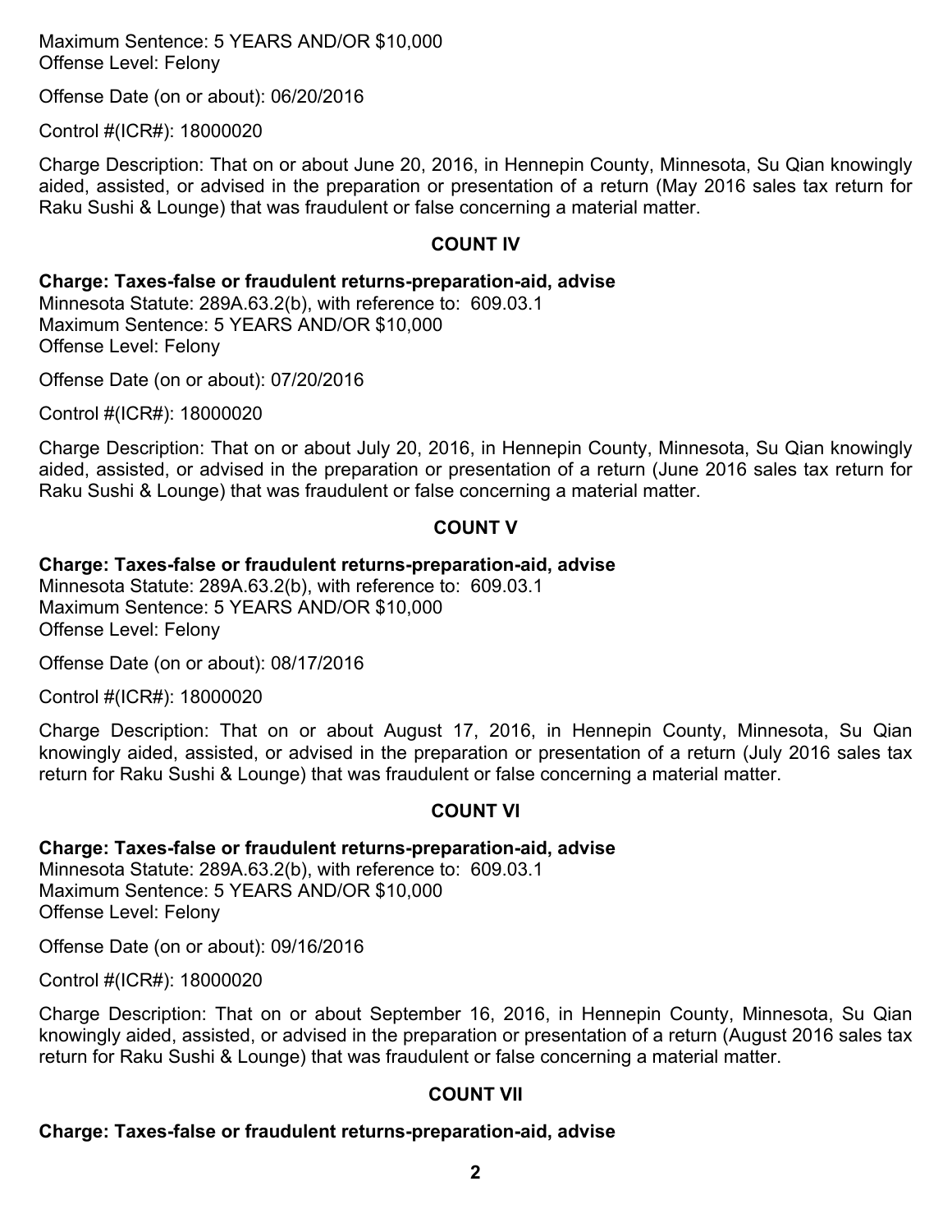Maximum Sentence: 5 YEARS AND/OR $10,000
Offense Level: Felony

Offense Date (on or about): 06/20/2016

Control #(ICR#): 18000020

Charge Description: That on or about June 20, 2016, in Hennepin County, Minnesota, Su Qian knowingly aided, assisted, or advised in the preparation or presentation of a return (May 2016 sales tax return for Raku Sushi & Lounge) that was fraudulent or false concerning a material matter.

## COUNT IV

**Charge: Taxes-false or fraudulent returns-preparation-aid, advise**
Minnesota Statute: 289A.63.2(b), with reference to: 609.03.1
Maximum Sentence: 5 YEARS AND/OR $10,000
Offense Level: Felony

Offense Date (on or about): 07/20/2016

Control #(ICR#): 18000020

Charge Description: That on or about July 20, 2016, in Hennepin County, Minnesota, Su Qian knowingly aided, assisted, or advised in the preparation or presentation of a return (June 2016 sales tax return for Raku Sushi & Lounge) that was fraudulent or false concerning a material matter.

## COUNT V

**Charge: Taxes-false or fraudulent returns-preparation-aid, advise**
Minnesota Statute: 289A.63.2(b), with reference to: 609.03.1
Maximum Sentence: 5 YEARS AND/OR $10,000
Offense Level: Felony

Offense Date (on or about): 08/17/2016

Control #(ICR#): 18000020

Charge Description: That on or about August 17, 2016, in Hennepin County, Minnesota, Su Qian knowingly aided, assisted, or advised in the preparation or presentation of a return (July 2016 sales tax return for Raku Sushi & Lounge) that was fraudulent or false concerning a material matter.

## COUNT VI

**Charge: Taxes-false or fraudulent returns-preparation-aid, advise**
Minnesota Statute: 289A.63.2(b), with reference to: 609.03.1
Maximum Sentence: 5 YEARS AND/OR $10,000
Offense Level: Felony

Offense Date (on or about): 09/16/2016

Control #(ICR#): 18000020

Charge Description: That on or about September 16, 2016, in Hennepin County, Minnesota, Su Qian knowingly aided, assisted, or advised in the preparation or presentation of a return (August 2016 sales tax return for Raku Sushi & Lounge) that was fraudulent or false concerning a material matter.

## COUNT VII

**Charge: Taxes-false or fraudulent returns-preparation-aid, advise**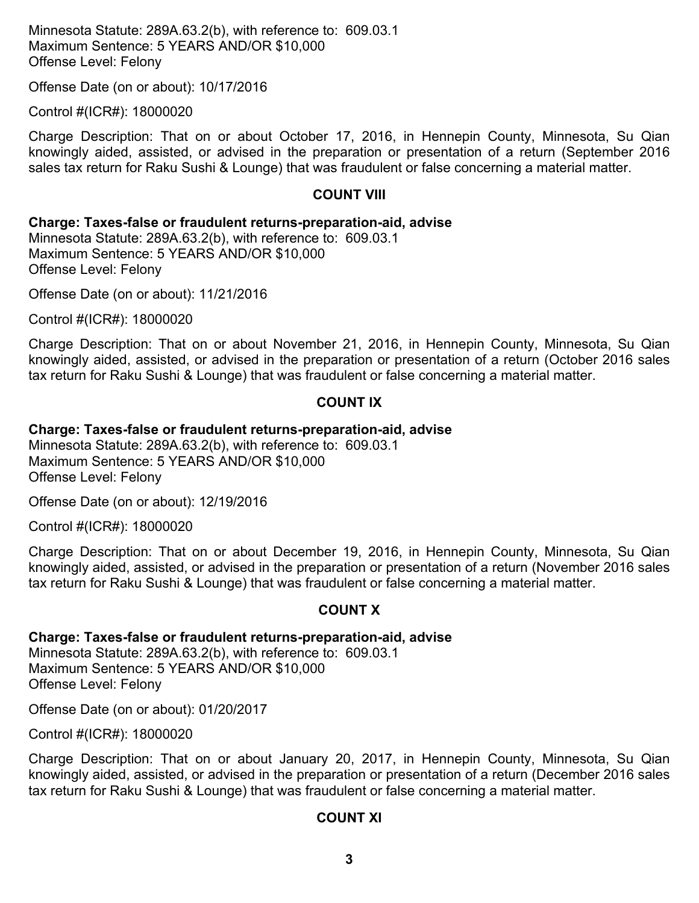Minnesota Statute: 289A.63.2(b), with reference to: 609.03.1
Maximum Sentence: 5 YEARS AND/OR $10,000
Offense Level: Felony

Offense Date (on or about): 10/17/2016

Control #(ICR#): 18000020

Charge Description: That on or about October 17, 2016, in Hennepin County, Minnesota, Su Qian knowingly aided, assisted, or advised in the preparation or presentation of a return (September 2016 sales tax return for Raku Sushi & Lounge) that was fraudulent or false concerning a material matter.

**COUNT VIII**

**Charge: Taxes-false or fraudulent returns-preparation-aid, advise**
Minnesota Statute: 289A.63.2(b), with reference to: 609.03.1
Maximum Sentence: 5 YEARS AND/OR $10,000
Offense Level: Felony

Offense Date (on or about): 11/21/2016

Control #(ICR#): 18000020

Charge Description: That on or about November 21, 2016, in Hennepin County, Minnesota, Su Qian knowingly aided, assisted, or advised in the preparation or presentation of a return (October 2016 sales tax return for Raku Sushi & Lounge) that was fraudulent or false concerning a material matter.

**COUNT IX**

**Charge: Taxes-false or fraudulent returns-preparation-aid, advise**
Minnesota Statute: 289A.63.2(b), with reference to: 609.03.1
Maximum Sentence: 5 YEARS AND/OR $10,000
Offense Level: Felony

Offense Date (on or about): 12/19/2016

Control #(ICR#): 18000020

Charge Description: That on or about December 19, 2016, in Hennepin County, Minnesota, Su Qian knowingly aided, assisted, or advised in the preparation or presentation of a return (November 2016 sales tax return for Raku Sushi & Lounge) that was fraudulent or false concerning a material matter.

**COUNT X**

**Charge: Taxes-false or fraudulent returns-preparation-aid, advise**
Minnesota Statute: 289A.63.2(b), with reference to: 609.03.1
Maximum Sentence: 5 YEARS AND/OR $10,000
Offense Level: Felony

Offense Date (on or about): 01/20/2017

Control #(ICR#): 18000020

Charge Description: That on or about January 20, 2017, in Hennepin County, Minnesota, Su Qian knowingly aided, assisted, or advised in the preparation or presentation of a return (December 2016 sales tax return for Raku Sushi & Lounge) that was fraudulent or false concerning a material matter.

**COUNT XI**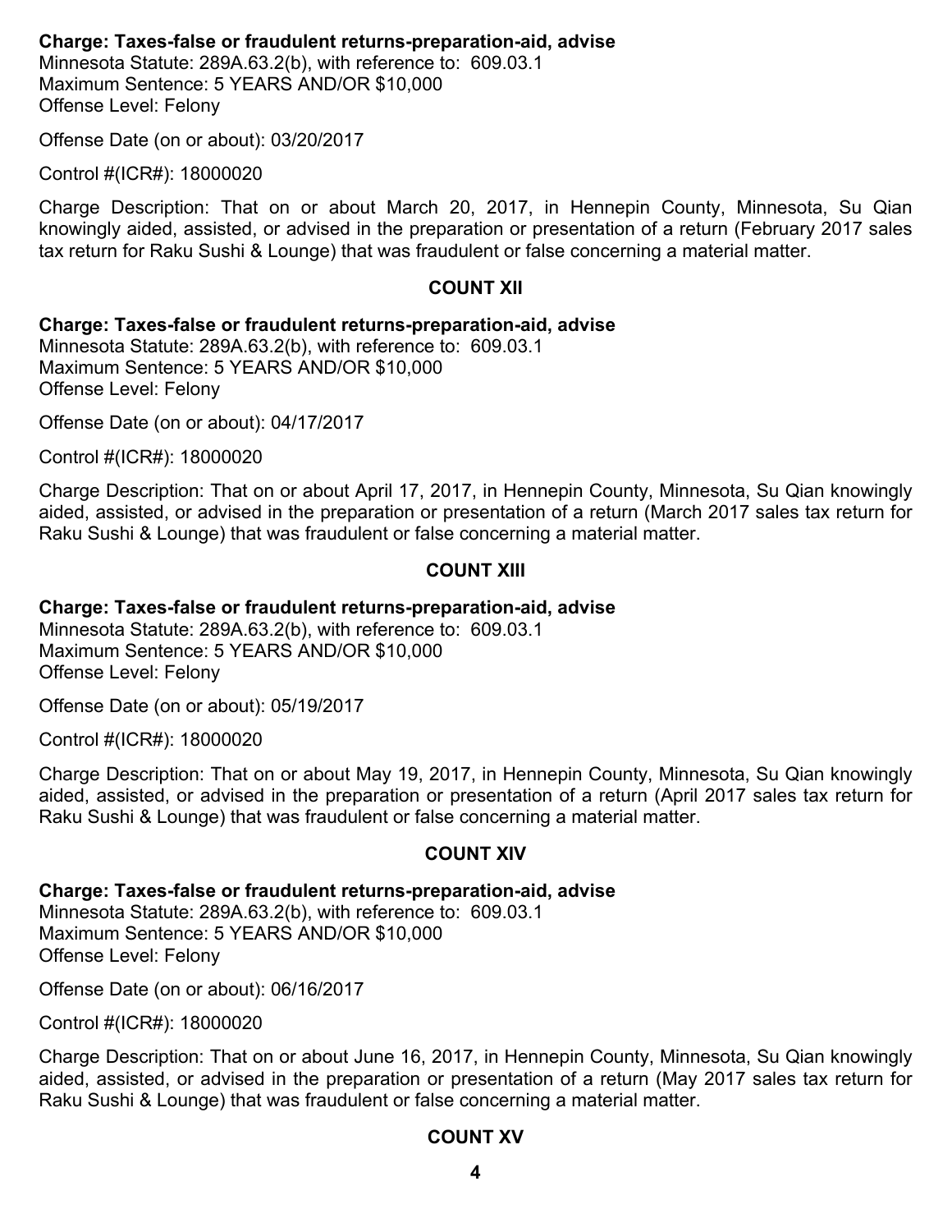**Charge: Taxes-false or fraudulent returns-preparation-aid, advise**
Minnesota Statute: 289A.63.2(b), with reference to: 609.03.1
Maximum Sentence: 5 YEARS AND/OR $10,000
Offense Level: Felony

Offense Date (on or about): 03/20/2017

Control #(ICR#): 18000020

Charge Description: That on or about March 20, 2017, in Hennepin County, Minnesota, Su Qian knowingly aided, assisted, or advised in the preparation or presentation of a return (February 2017 sales tax return for Raku Sushi & Lounge) that was fraudulent or false concerning a material matter.

## COUNT XII

**Charge: Taxes-false or fraudulent returns-preparation-aid, advise**
Minnesota Statute: 289A.63.2(b), with reference to: 609.03.1
Maximum Sentence: 5 YEARS AND/OR $10,000
Offense Level: Felony

Offense Date (on or about): 04/17/2017

Control #(ICR#): 18000020

Charge Description: That on or about April 17, 2017, in Hennepin County, Minnesota, Su Qian knowingly aided, assisted, or advised in the preparation or presentation of a return (March 2017 sales tax return for Raku Sushi & Lounge) that was fraudulent or false concerning a material matter.

## COUNT XIII

**Charge: Taxes-false or fraudulent returns-preparation-aid, advise**
Minnesota Statute: 289A.63.2(b), with reference to: 609.03.1
Maximum Sentence: 5 YEARS AND/OR $10,000
Offense Level: Felony

Offense Date (on or about): 05/19/2017

Control #(ICR#): 18000020

Charge Description: That on or about May 19, 2017, in Hennepin County, Minnesota, Su Qian knowingly aided, assisted, or advised in the preparation or presentation of a return (April 2017 sales tax return for Raku Sushi & Lounge) that was fraudulent or false concerning a material matter.

## COUNT XIV

**Charge: Taxes-false or fraudulent returns-preparation-aid, advise**
Minnesota Statute: 289A.63.2(b), with reference to: 609.03.1
Maximum Sentence: 5 YEARS AND/OR $10,000
Offense Level: Felony

Offense Date (on or about): 06/16/2017

Control #(ICR#): 18000020

Charge Description: That on or about June 16, 2017, in Hennepin County, Minnesota, Su Qian knowingly aided, assisted, or advised in the preparation or presentation of a return (May 2017 sales tax return for Raku Sushi & Lounge) that was fraudulent or false concerning a material matter.

## COUNT XV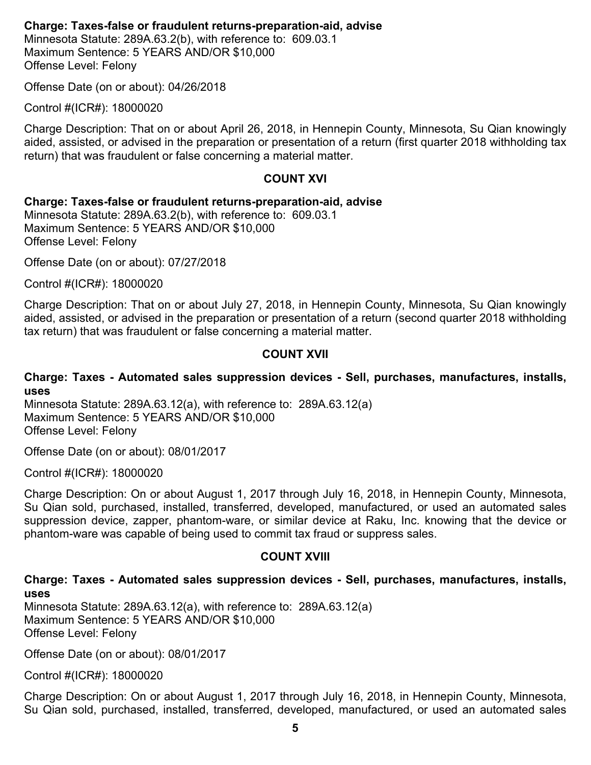**Charge: Taxes-false or fraudulent returns-preparation-aid, advise**
Minnesota Statute: 289A.63.2(b), with reference to: 609.03.1
Maximum Sentence: 5 YEARS AND/OR $10,000
Offense Level: Felony

Offense Date (on or about): 04/26/2018

Control #(ICR#): 18000020

Charge Description: That on or about April 26, 2018, in Hennepin County, Minnesota, Su Qian knowingly aided, assisted, or advised in the preparation or presentation of a return (first quarter 2018 withholding tax return) that was fraudulent or false concerning a material matter.

### COUNT XVI

**Charge: Taxes-false or fraudulent returns-preparation-aid, advise**
Minnesota Statute: 289A.63.2(b), with reference to: 609.03.1
Maximum Sentence: 5 YEARS AND/OR $10,000
Offense Level: Felony

Offense Date (on or about): 07/27/2018

Control #(ICR#): 18000020

Charge Description: That on or about July 27, 2018, in Hennepin County, Minnesota, Su Qian knowingly aided, assisted, or advised in the preparation or presentation of a return (second quarter 2018 withholding tax return) that was fraudulent or false concerning a material matter.

### COUNT XVII

**Charge: Taxes - Automated sales suppression devices - Sell, purchases, manufactures, installs, uses**
Minnesota Statute: 289A.63.12(a), with reference to: 289A.63.12(a)
Maximum Sentence: 5 YEARS AND/OR $10,000
Offense Level: Felony

Offense Date (on or about): 08/01/2017

Control #(ICR#): 18000020

Charge Description: On or about August 1, 2017 through July 16, 2018, in Hennepin County, Minnesota, Su Qian sold, purchased, installed, transferred, developed, manufactured, or used an automated sales suppression device, zapper, phantom-ware, or similar device at Raku, Inc. knowing that the device or phantom-ware was capable of being used to commit tax fraud or suppress sales.

### COUNT XVIII

**Charge: Taxes - Automated sales suppression devices - Sell, purchases, manufactures, installs, uses**
Minnesota Statute: 289A.63.12(a), with reference to: 289A.63.12(a)
Maximum Sentence: 5 YEARS AND/OR $10,000
Offense Level: Felony

Offense Date (on or about): 08/01/2017

Control #(ICR#): 18000020

Charge Description: On or about August 1, 2017 through July 16, 2018, in Hennepin County, Minnesota, Su Qian sold, purchased, installed, transferred, developed, manufactured, or used an automated sales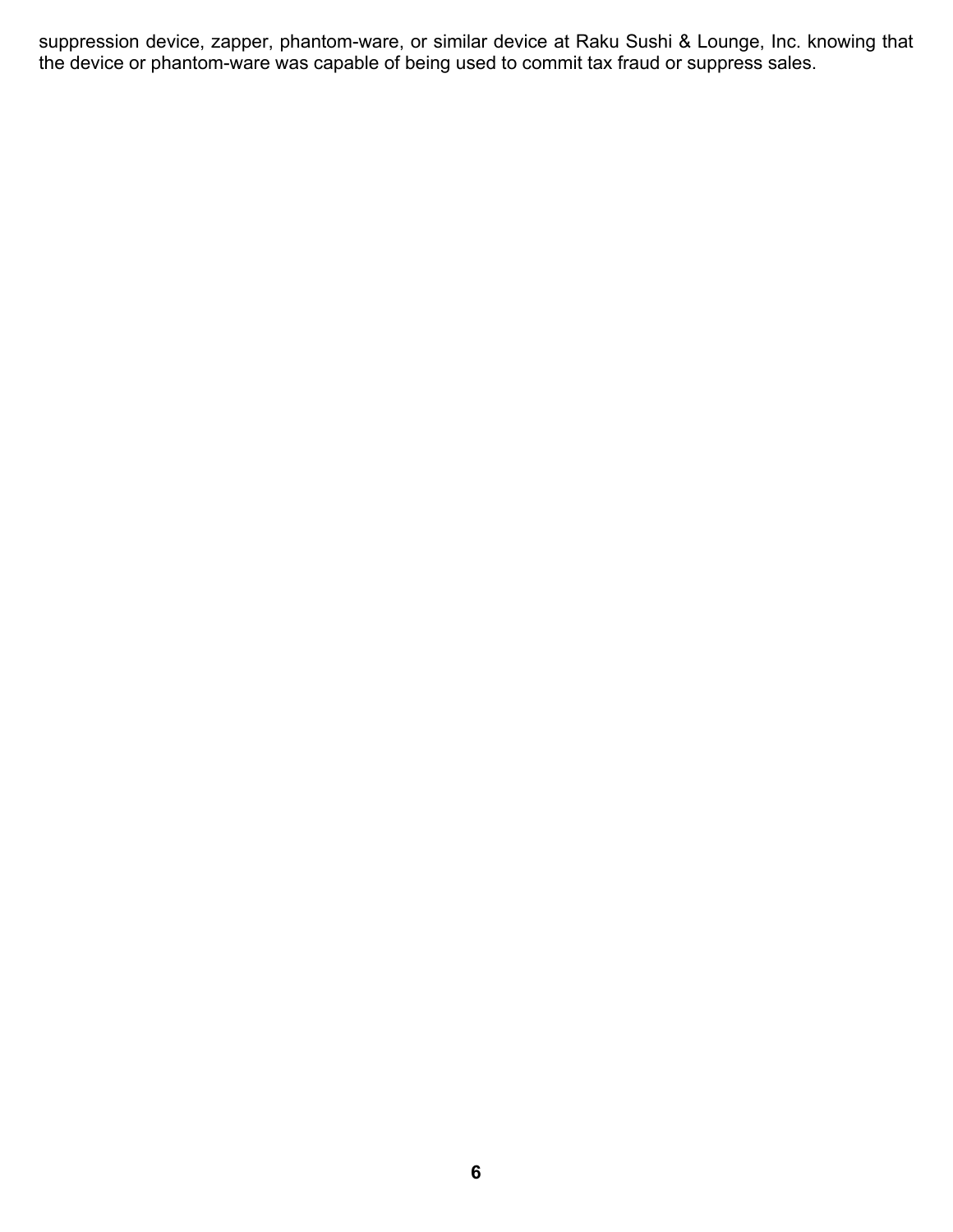suppression device, zapper, phantom-ware, or similar device at Raku Sushi & Lounge, Inc. knowing that the device or phantom-ware was capable of being used to commit tax fraud or suppress sales.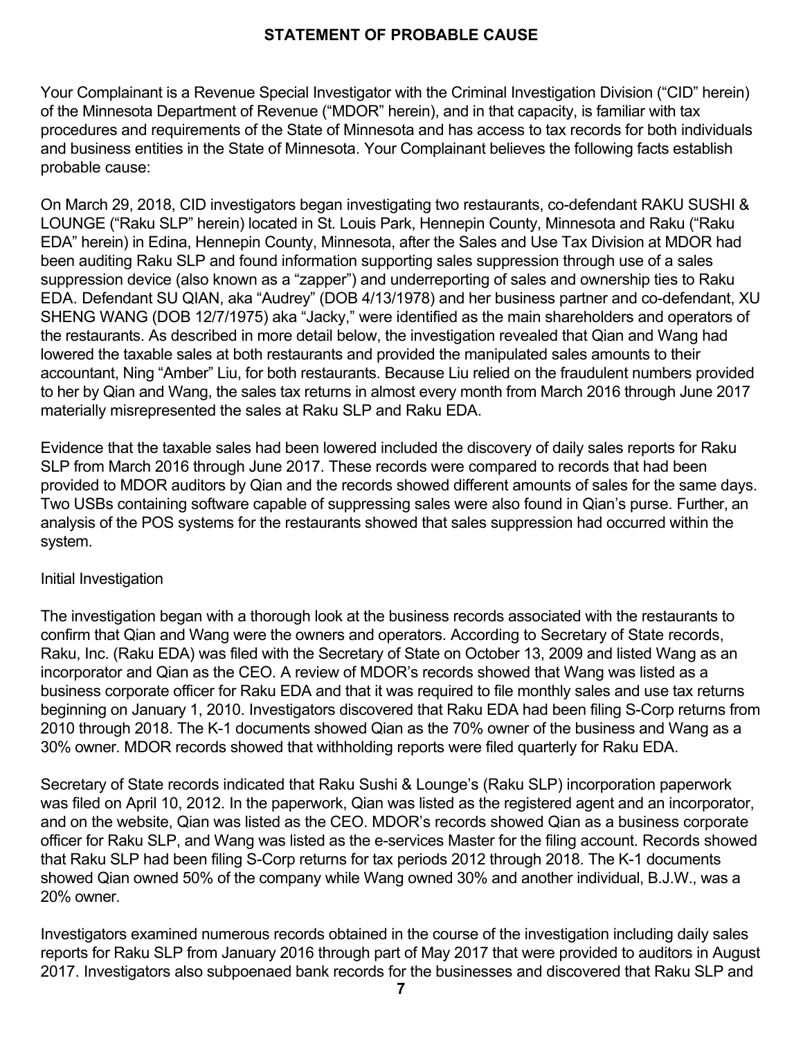## STATEMENT OF PROBABLE CAUSE

Your Complainant is a Revenue Special Investigator with the Criminal Investigation Division ("CID" herein) of the Minnesota Department of Revenue ("MDOR" herein), and in that capacity, is familiar with tax procedures and requirements of the State of Minnesota and has access to tax records for both individuals and business entities in the State of Minnesota. Your Complainant believes the following facts establish probable cause:

On March 29, 2018, CID investigators began investigating two restaurants, co-defendant RAKU SUSHI & LOUNGE ("Raku SLP" herein) located in St. Louis Park, Hennepin County, Minnesota and Raku ("Raku EDA" herein) in Edina, Hennepin County, Minnesota, after the Sales and Use Tax Division at MDOR had been auditing Raku SLP and found information supporting sales suppression through use of a sales suppression device (also known as a "zapper") and underreporting of sales and ownership ties to Raku EDA. Defendant SU QIAN, aka "Audrey" (DOB 4/13/1978) and her business partner and co-defendant, XU SHENG WANG (DOB 12/7/1975) aka "Jacky," were identified as the main shareholders and operators of the restaurants. As described in more detail below, the investigation revealed that Qian and Wang had lowered the taxable sales at both restaurants and provided the manipulated sales amounts to their accountant, Ning "Amber" Liu, for both restaurants. Because Liu relied on the fraudulent numbers provided to her by Qian and Wang, the sales tax returns in almost every month from March 2016 through June 2017 materially misrepresented the sales at Raku SLP and Raku EDA.

Evidence that the taxable sales had been lowered included the discovery of daily sales reports for Raku SLP from March 2016 through June 2017. These records were compared to records that had been provided to MDOR auditors by Qian and the records showed different amounts of sales for the same days. Two USBs containing software capable of suppressing sales were also found in Qian's purse. Further, an analysis of the POS systems for the restaurants showed that sales suppression had occurred within the system.

Initial Investigation

The investigation began with a thorough look at the business records associated with the restaurants to confirm that Qian and Wang were the owners and operators. According to Secretary of State records, Raku, Inc. (Raku EDA) was filed with the Secretary of State on October 13, 2009 and listed Wang as an incorporator and Qian as the CEO. A review of MDOR's records showed that Wang was listed as a business corporate officer for Raku EDA and that it was required to file monthly sales and use tax returns beginning on January 1, 2010. Investigators discovered that Raku EDA had been filing S-Corp returns from 2010 through 2018. The K-1 documents showed Qian as the 70% owner of the business and Wang as a 30% owner. MDOR records showed that withholding reports were filed quarterly for Raku EDA.

Secretary of State records indicated that Raku Sushi & Lounge's (Raku SLP) incorporation paperwork was filed on April 10, 2012. In the paperwork, Qian was listed as the registered agent and an incorporator, and on the website, Qian was listed as the CEO. MDOR's records showed Qian as a business corporate officer for Raku SLP, and Wang was listed as the e-services Master for the filing account. Records showed that Raku SLP had been filing S-Corp returns for tax periods 2012 through 2018. The K-1 documents showed Qian owned 50% of the company while Wang owned 30% and another individual, B.J.W., was a 20% owner.

Investigators examined numerous records obtained in the course of the investigation including daily sales reports for Raku SLP from January 2016 through part of May 2017 that were provided to auditors in August 2017. Investigators also subpoenaed bank records for the businesses and discovered that Raku SLP and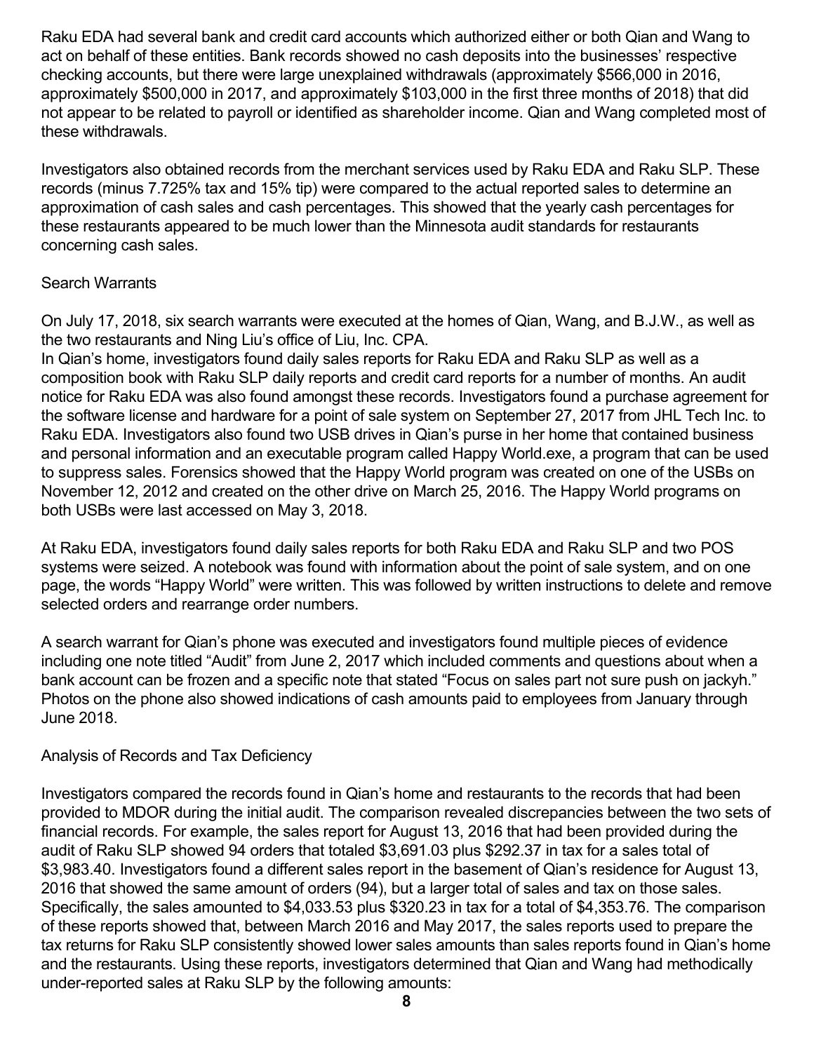Raku EDA had several bank and credit card accounts which authorized either or both Qian and Wang to act on behalf of these entities. Bank records showed no cash deposits into the businesses' respective checking accounts, but there were large unexplained withdrawals (approximately $566,000 in 2016, approximately $500,000 in 2017, and approximately $103,000 in the first three months of 2018) that did not appear to be related to payroll or identified as shareholder income. Qian and Wang completed most of these withdrawals.

Investigators also obtained records from the merchant services used by Raku EDA and Raku SLP. These records (minus 7.725% tax and 15% tip) were compared to the actual reported sales to determine an approximation of cash sales and cash percentages. This showed that the yearly cash percentages for these restaurants appeared to be much lower than the Minnesota audit standards for restaurants concerning cash sales.

Search Warrants

On July 17, 2018, six search warrants were executed at the homes of Qian, Wang, and B.J.W., as well as the two restaurants and Ning Liu's office of Liu, Inc. CPA.

In Qian's home, investigators found daily sales reports for Raku EDA and Raku SLP as well as a composition book with Raku SLP daily reports and credit card reports for a number of months. An audit notice for Raku EDA was also found amongst these records. Investigators found a purchase agreement for the software license and hardware for a point of sale system on September 27, 2017 from JHL Tech Inc. to Raku EDA. Investigators also found two USB drives in Qian's purse in her home that contained business and personal information and an executable program called Happy World.exe, a program that can be used to suppress sales. Forensics showed that the Happy World program was created on one of the USBs on November 12, 2012 and created on the other drive on March 25, 2016. The Happy World programs on both USBs were last accessed on May 3, 2018.

At Raku EDA, investigators found daily sales reports for both Raku EDA and Raku SLP and two POS systems were seized. A notebook was found with information about the point of sale system, and on one page, the words "Happy World" were written. This was followed by written instructions to delete and remove selected orders and rearrange order numbers.

A search warrant for Qian's phone was executed and investigators found multiple pieces of evidence including one note titled "Audit" from June 2, 2017 which included comments and questions about when a bank account can be frozen and a specific note that stated "Focus on sales part not sure push on jackyh." Photos on the phone also showed indications of cash amounts paid to employees from January through June 2018.

Analysis of Records and Tax Deficiency

Investigators compared the records found in Qian's home and restaurants to the records that had been provided to MDOR during the initial audit. The comparison revealed discrepancies between the two sets of financial records. For example, the sales report for August 13, 2016 that had been provided during the audit of Raku SLP showed 94 orders that totaled $3,691.03 plus $292.37 in tax for a sales total of $3,983.40. Investigators found a different sales report in the basement of Qian's residence for August 13, 2016 that showed the same amount of orders (94), but a larger total of sales and tax on those sales. Specifically, the sales amounted to $4,033.53 plus $320.23 in tax for a total of $4,353.76. The comparison of these reports showed that, between March 2016 and May 2017, the sales reports used to prepare the tax returns for Raku SLP consistently showed lower sales amounts than sales reports found in Qian's home and the restaurants. Using these reports, investigators determined that Qian and Wang had methodically under-reported sales at Raku SLP by the following amounts: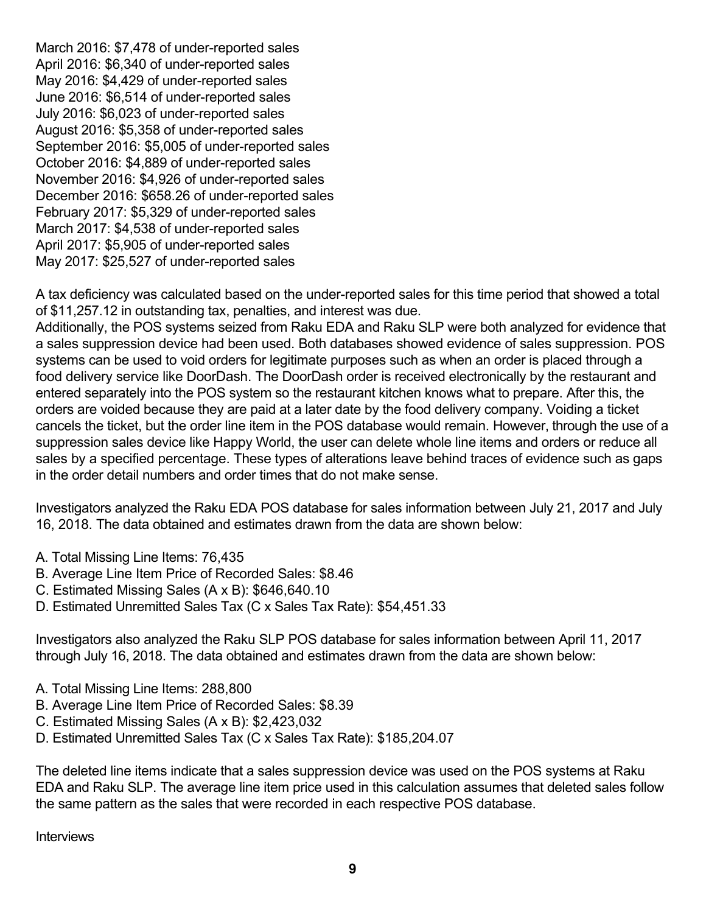March 2016: $7,478 of under-reported sales
April 2016: $6,340 of under-reported sales
May 2016: $4,429 of under-reported sales
June 2016: $6,514 of under-reported sales
July 2016: $6,023 of under-reported sales
August 2016: $5,358 of under-reported sales
September 2016: $5,005 of under-reported sales
October 2016: $4,889 of under-reported sales
November 2016: $4,926 of under-reported sales
December 2016: $658.26 of under-reported sales
February 2017: $5,329 of under-reported sales
March 2017: $4,538 of under-reported sales
April 2017: $5,905 of under-reported sales
May 2017: $25,527 of under-reported sales

A tax deficiency was calculated based on the under-reported sales for this time period that showed a total of $11,257.12 in outstanding tax, penalties, and interest was due.
Additionally, the POS systems seized from Raku EDA and Raku SLP were both analyzed for evidence that a sales suppression device had been used. Both databases showed evidence of sales suppression. POS systems can be used to void orders for legitimate purposes such as when an order is placed through a food delivery service like DoorDash. The DoorDash order is received electronically by the restaurant and entered separately into the POS system so the restaurant kitchen knows what to prepare. After this, the orders are voided because they are paid at a later date by the food delivery company. Voiding a ticket cancels the ticket, but the order line item in the POS database would remain. However, through the use of a suppression sales device like Happy World, the user can delete whole line items and orders or reduce all sales by a specified percentage. These types of alterations leave behind traces of evidence such as gaps in the order detail numbers and order times that do not make sense.

Investigators analyzed the Raku EDA POS database for sales information between July 21, 2017 and July 16, 2018. The data obtained and estimates drawn from the data are shown below:

A. Total Missing Line Items: 76,435
B. Average Line Item Price of Recorded Sales: $8.46
C. Estimated Missing Sales (A x B): $646,640.10
D. Estimated Unremitted Sales Tax (C x Sales Tax Rate): $54,451.33

Investigators also analyzed the Raku SLP POS database for sales information between April 11, 2017 through July 16, 2018. The data obtained and estimates drawn from the data are shown below:

A. Total Missing Line Items: 288,800
B. Average Line Item Price of Recorded Sales: $8.39
C. Estimated Missing Sales (A x B): $2,423,032
D. Estimated Unremitted Sales Tax (C x Sales Tax Rate): $185,204.07

The deleted line items indicate that a sales suppression device was used on the POS systems at Raku EDA and Raku SLP. The average line item price used in this calculation assumes that deleted sales follow the same pattern as the sales that were recorded in each respective POS database.

Interviews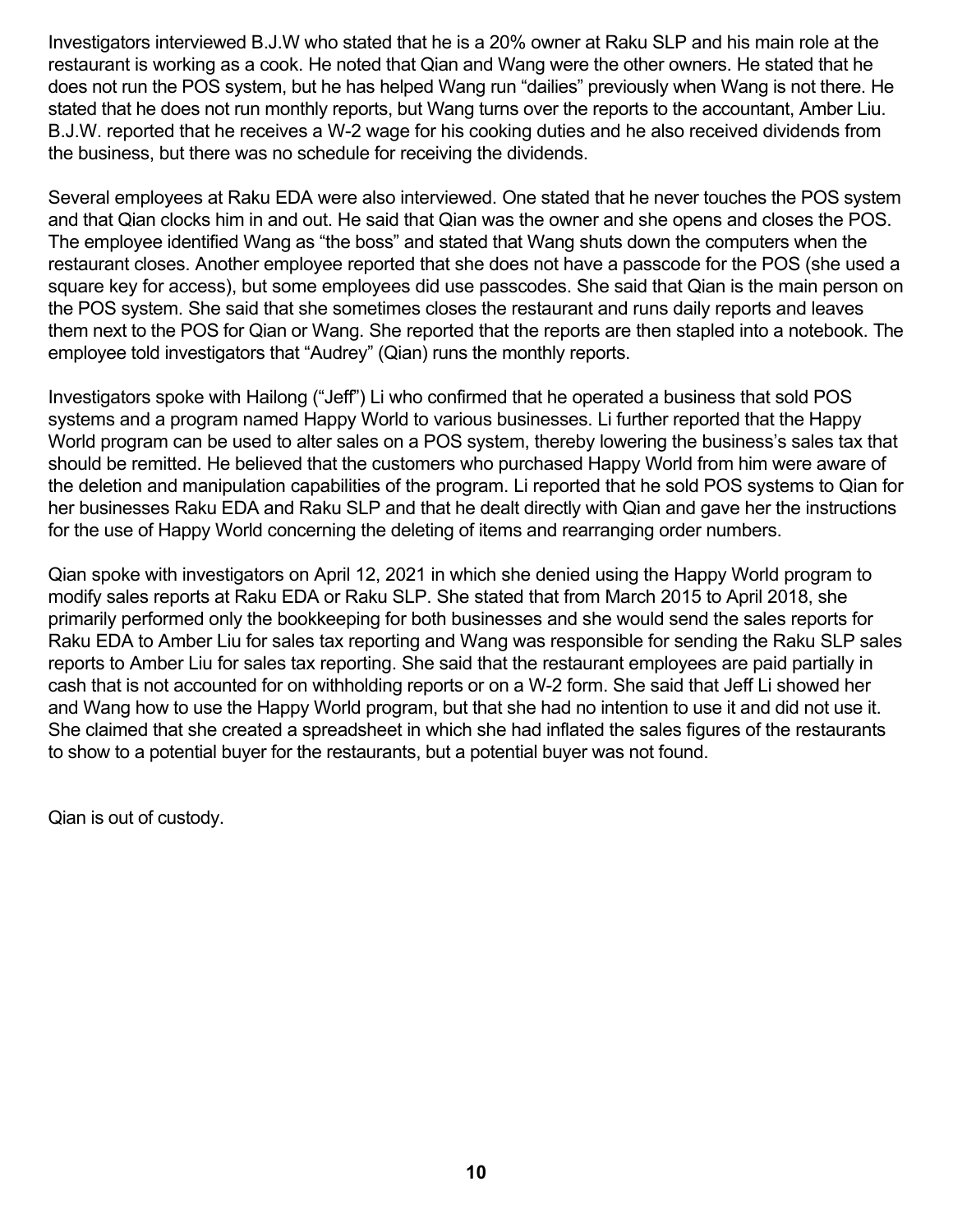Investigators interviewed B.J.W who stated that he is a 20% owner at Raku SLP and his main role at the restaurant is working as a cook. He noted that Qian and Wang were the other owners. He stated that he does not run the POS system, but he has helped Wang run "dailies" previously when Wang is not there. He stated that he does not run monthly reports, but Wang turns over the reports to the accountant, Amber Liu. B.J.W. reported that he receives a W-2 wage for his cooking duties and he also received dividends from the business, but there was no schedule for receiving the dividends.

Several employees at Raku EDA were also interviewed. One stated that he never touches the POS system and that Qian clocks him in and out. He said that Qian was the owner and she opens and closes the POS. The employee identified Wang as "the boss" and stated that Wang shuts down the computers when the restaurant closes. Another employee reported that she does not have a passcode for the POS (she used a square key for access), but some employees did use passcodes. She said that Qian is the main person on the POS system. She said that she sometimes closes the restaurant and runs daily reports and leaves them next to the POS for Qian or Wang. She reported that the reports are then stapled into a notebook. The employee told investigators that "Audrey" (Qian) runs the monthly reports.

Investigators spoke with Hailong ("Jeff") Li who confirmed that he operated a business that sold POS systems and a program named Happy World to various businesses. Li further reported that the Happy World program can be used to alter sales on a POS system, thereby lowering the business's sales tax that should be remitted. He believed that the customers who purchased Happy World from him were aware of the deletion and manipulation capabilities of the program. Li reported that he sold POS systems to Qian for her businesses Raku EDA and Raku SLP and that he dealt directly with Qian and gave her the instructions for the use of Happy World concerning the deleting of items and rearranging order numbers.

Qian spoke with investigators on April 12, 2021 in which she denied using the Happy World program to modify sales reports at Raku EDA or Raku SLP. She stated that from March 2015 to April 2018, she primarily performed only the bookkeeping for both businesses and she would send the sales reports for Raku EDA to Amber Liu for sales tax reporting and Wang was responsible for sending the Raku SLP sales reports to Amber Liu for sales tax reporting. She said that the restaurant employees are paid partially in cash that is not accounted for on withholding reports or on a W-2 form. She said that Jeff Li showed her and Wang how to use the Happy World program, but that she had no intention to use it and did not use it. She claimed that she created a spreadsheet in which she had inflated the sales figures of the restaurants to show to a potential buyer for the restaurants, but a potential buyer was not found.

Qian is out of custody.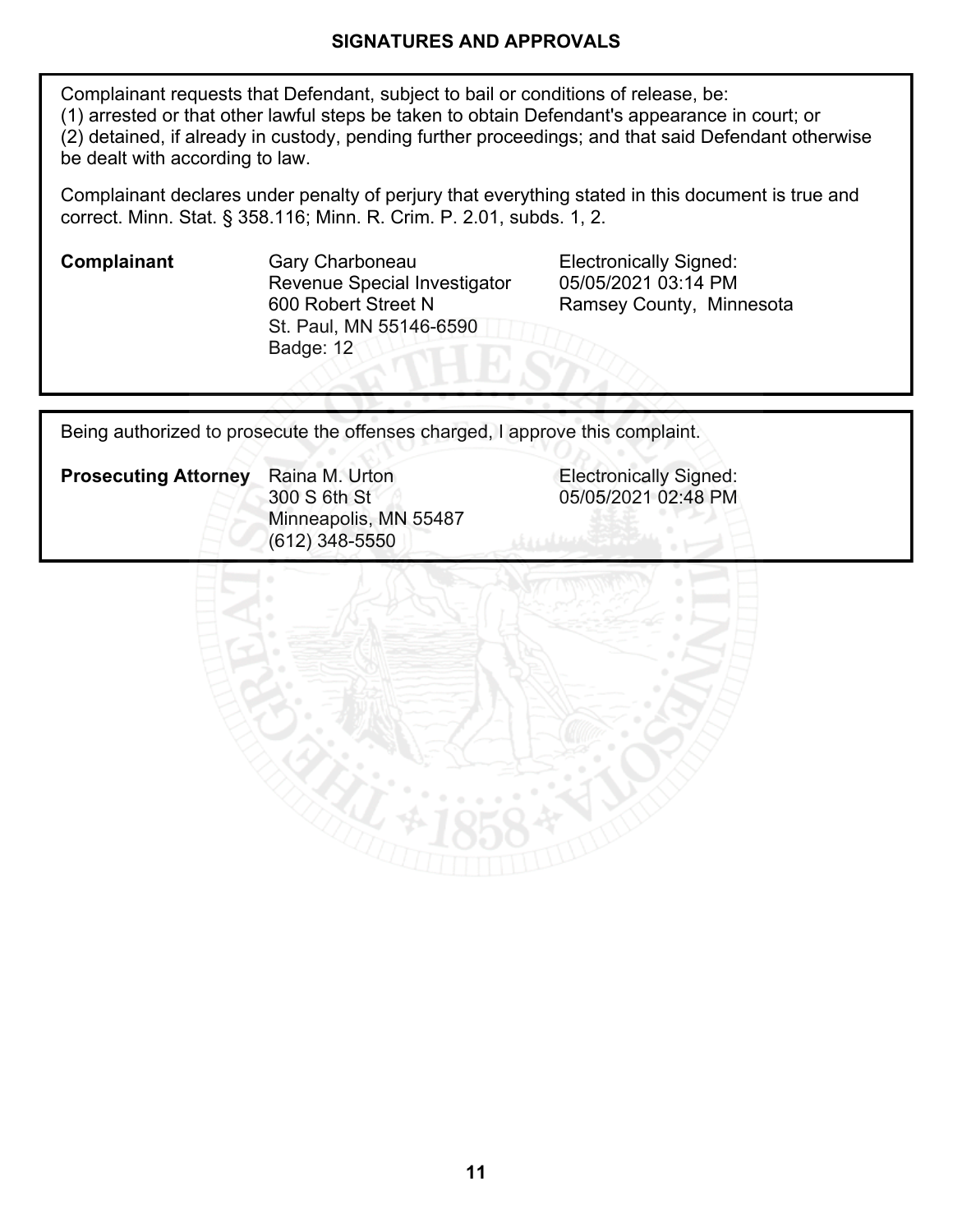## SIGNATURES AND APPROVALS

Complainant requests that Defendant, subject to bail or conditions of release, be:
(1) arrested or that other lawful steps be taken to obtain Defendant's appearance in court; or
(2) detained, if already in custody, pending further proceedings; and that said Defendant otherwise be dealt with according to law.

Complainant declares under penalty of perjury that everything stated in this document is true and correct. Minn. Stat. § 358.116; Minn. R. Crim. P. 2.01, subds. 1, 2.

| | | |
|---|---|---|
| **Complainant** | Gary Charboneau<br>Revenue Special Investigator<br>600 Robert Street N<br>St. Paul, MN 55146-6590<br>Badge: 12 | Electronically Signed:<br>05/05/2021 03:14 PM<br>Ramsey County, Minnesota |

Being authorized to prosecute the offenses charged, I approve this complaint.

| | | |
|---|---|---|
| **Prosecuting Attorney** | Raina M. Urton<br>300 S 6th St<br>Minneapolis, MN 55487<br>(612) 348-5550 | Electronically Signed:<br>05/05/2021 02:48 PM |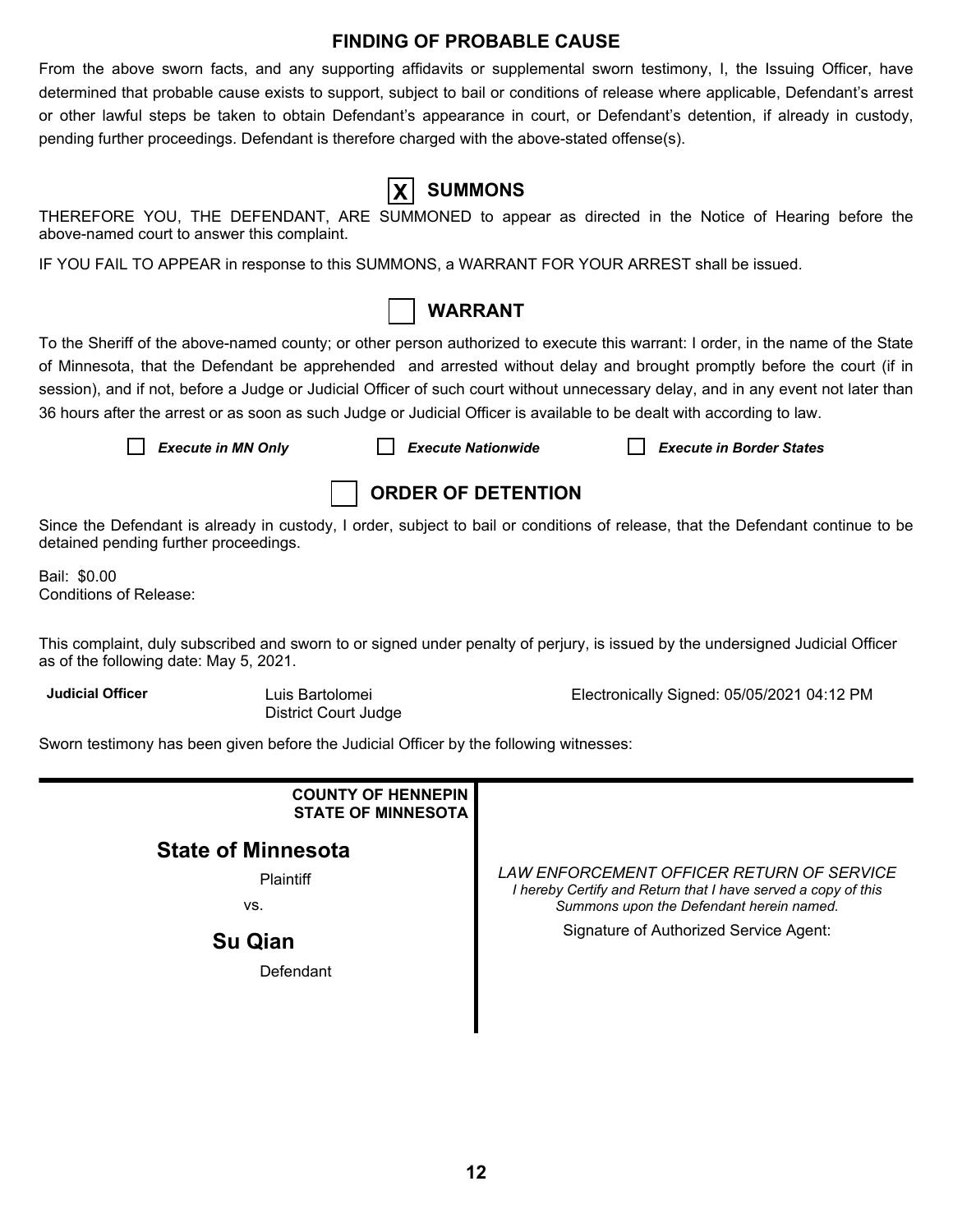## FINDING OF PROBABLE CAUSE

From the above sworn facts, and any supporting affidavits or supplemental sworn testimony, I, the Issuing Officer, have determined that probable cause exists to support, subject to bail or conditions of release where applicable, Defendant's arrest or other lawful steps be taken to obtain Defendant's appearance in court, or Defendant's detention, if already in custody, pending further proceedings. Defendant is therefore charged with the above-stated offense(s).

## [X] SUMMONS

THEREFORE YOU, THE DEFENDANT, ARE SUMMONED to appear as directed in the Notice of Hearing before the above-named court to answer this complaint.

IF YOU FAIL TO APPEAR in response to this SUMMONS, a WARRANT FOR YOUR ARREST shall be issued.

## [ ] WARRANT

To the Sheriff of the above-named county; or other person authorized to execute this warrant: I order, in the name of the State of Minnesota, that the Defendant be apprehended and arrested without delay and brought promptly before the court (if in session), and if not, before a Judge or Judicial Officer of such court without unnecessary delay, and in any event not later than 36 hours after the arrest or as soon as such Judge or Judicial Officer is available to be dealt with according to law.

[ ] *Execute in MN Only*　　[ ] *Execute Nationwide*　　[ ] *Execute in Border States*

## [ ] ORDER OF DETENTION

Since the Defendant is already in custody, I order, subject to bail or conditions of release, that the Defendant continue to be detained pending further proceedings.

Bail: $0.00
Conditions of Release:

This complaint, duly subscribed and sworn to or signed under penalty of perjury, is issued by the undersigned Judicial Officer as of the following date: May 5, 2021.

| **Judicial Officer** | Luis Bartolomei<br>District Court Judge | Electronically Signed: 05/05/2021 04:12 PM |
|---|---|---|

Sworn testimony has been given before the Judicial Officer by the following witnesses:

---

**COUNTY OF HENNEPIN**
**STATE OF MINNESOTA**

**State of Minnesota**

Plaintiff

vs.

**Su Qian**

Defendant

*LAW ENFORCEMENT OFFICER RETURN OF SERVICE*
*I hereby Certify and Return that I have served a copy of this Summons upon the Defendant herein named.*

Signature of Authorized Service Agent: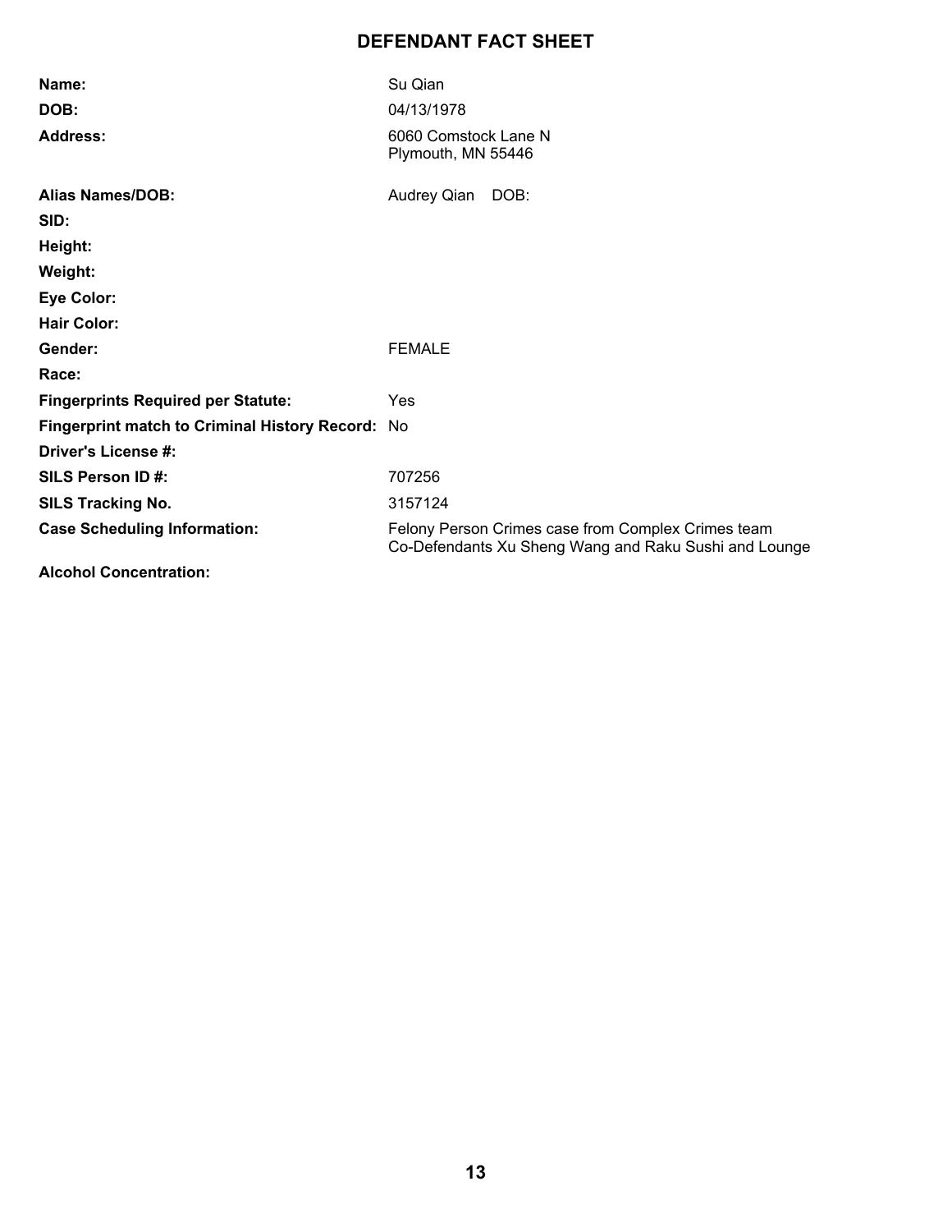# DEFENDANT FACT SHEET

| | |
|---|---|
| **Name:** | Su Qian |
| **DOB:** | 04/13/1978 |
| **Address:** | 6060 Comstock Lane N<br>Plymouth, MN 55446 |
| **Alias Names/DOB:** | Audrey Qian DOB: |
| **SID:** | |
| **Height:** | |
| **Weight:** | |
| **Eye Color:** | |
| **Hair Color:** | |
| **Gender:** | FEMALE |
| **Race:** | |
| **Fingerprints Required per Statute:** | Yes |
| **Fingerprint match to Criminal History Record:** | No |
| **Driver's License #:** | |
| **SILS Person ID #:** | 707256 |
| **SILS Tracking No.** | 3157124 |
| **Case Scheduling Information:** | Felony Person Crimes case from Complex Crimes team<br>Co-Defendants Xu Sheng Wang and Raku Sushi and Lounge |
| **Alcohol Concentration:** | |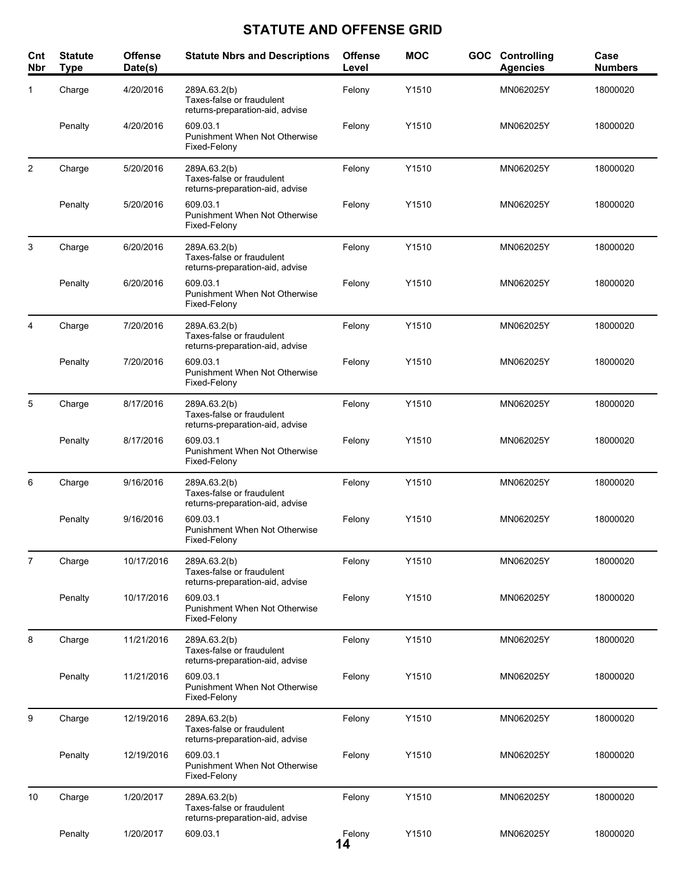## STATUTE AND OFFENSE GRID

| Cnt Nbr | Statute Type | Offense Date(s) | Statute Nbrs and Descriptions | Offense Level | MOC | GOC | Controlling Agencies | Case Numbers |
|---|---|---|---|---|---|---|---|---|
| 1 | Charge | 4/20/2016 | 289A.63.2(b) Taxes-false or fraudulent returns-preparation-aid, advise | Felony | Y1510 | | MN062025Y | 18000020 |
| | Penalty | 4/20/2016 | 609.03.1 Punishment When Not Otherwise Fixed-Felony | Felony | Y1510 | | MN062025Y | 18000020 |
| 2 | Charge | 5/20/2016 | 289A.63.2(b) Taxes-false or fraudulent returns-preparation-aid, advise | Felony | Y1510 | | MN062025Y | 18000020 |
| | Penalty | 5/20/2016 | 609.03.1 Punishment When Not Otherwise Fixed-Felony | Felony | Y1510 | | MN062025Y | 18000020 |
| 3 | Charge | 6/20/2016 | 289A.63.2(b) Taxes-false or fraudulent returns-preparation-aid, advise | Felony | Y1510 | | MN062025Y | 18000020 |
| | Penalty | 6/20/2016 | 609.03.1 Punishment When Not Otherwise Fixed-Felony | Felony | Y1510 | | MN062025Y | 18000020 |
| 4 | Charge | 7/20/2016 | 289A.63.2(b) Taxes-false or fraudulent returns-preparation-aid, advise | Felony | Y1510 | | MN062025Y | 18000020 |
| | Penalty | 7/20/2016 | 609.03.1 Punishment When Not Otherwise Fixed-Felony | Felony | Y1510 | | MN062025Y | 18000020 |
| 5 | Charge | 8/17/2016 | 289A.63.2(b) Taxes-false or fraudulent returns-preparation-aid, advise | Felony | Y1510 | | MN062025Y | 18000020 |
| | Penalty | 8/17/2016 | 609.03.1 Punishment When Not Otherwise Fixed-Felony | Felony | Y1510 | | MN062025Y | 18000020 |
| 6 | Charge | 9/16/2016 | 289A.63.2(b) Taxes-false or fraudulent returns-preparation-aid, advise | Felony | Y1510 | | MN062025Y | 18000020 |
| | Penalty | 9/16/2016 | 609.03.1 Punishment When Not Otherwise Fixed-Felony | Felony | Y1510 | | MN062025Y | 18000020 |
| 7 | Charge | 10/17/2016 | 289A.63.2(b) Taxes-false or fraudulent returns-preparation-aid, advise | Felony | Y1510 | | MN062025Y | 18000020 |
| | Penalty | 10/17/2016 | 609.03.1 Punishment When Not Otherwise Fixed-Felony | Felony | Y1510 | | MN062025Y | 18000020 |
| 8 | Charge | 11/21/2016 | 289A.63.2(b) Taxes-false or fraudulent returns-preparation-aid, advise | Felony | Y1510 | | MN062025Y | 18000020 |
| | Penalty | 11/21/2016 | 609.03.1 Punishment When Not Otherwise Fixed-Felony | Felony | Y1510 | | MN062025Y | 18000020 |
| 9 | Charge | 12/19/2016 | 289A.63.2(b) Taxes-false or fraudulent returns-preparation-aid, advise | Felony | Y1510 | | MN062025Y | 18000020 |
| | Penalty | 12/19/2016 | 609.03.1 Punishment When Not Otherwise Fixed-Felony | Felony | Y1510 | | MN062025Y | 18000020 |
| 10 | Charge | 1/20/2017 | 289A.63.2(b) Taxes-false or fraudulent returns-preparation-aid, advise | Felony | Y1510 | | MN062025Y | 18000020 |
| | Penalty | 1/20/2017 | 609.03.1 | Felony | Y1510 | | MN062025Y | 18000020 |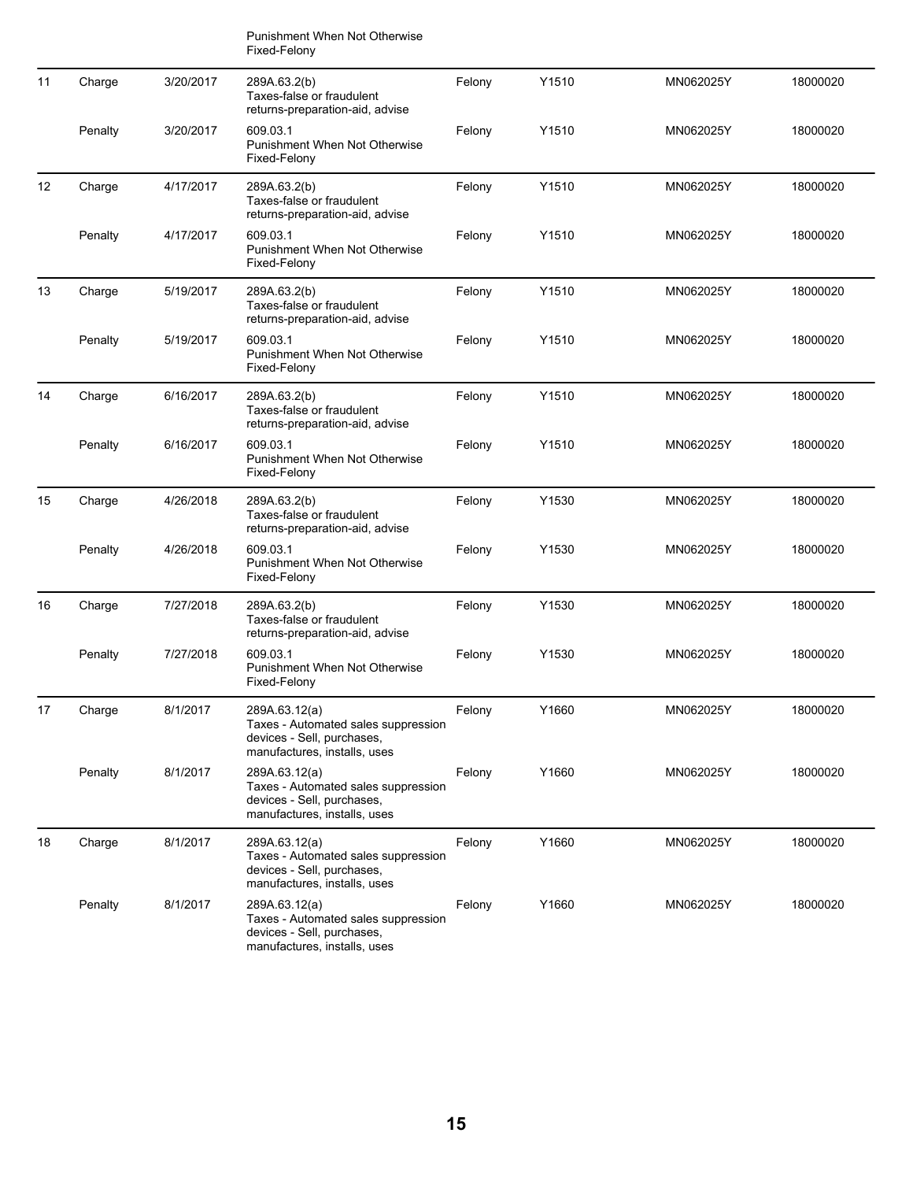| | | | | | | | |
|---|---|---|---|---|---|---|---|
| | | | Punishment When Not Otherwise Fixed-Felony | | | | |
| 11 | Charge | 3/20/2017 | 289A.63.2(b) Taxes-false or fraudulent returns-preparation-aid, advise | Felony | Y1510 | MN062025Y | 18000020 |
| | Penalty | 3/20/2017 | 609.03.1 Punishment When Not Otherwise Fixed-Felony | Felony | Y1510 | MN062025Y | 18000020 |
| 12 | Charge | 4/17/2017 | 289A.63.2(b) Taxes-false or fraudulent returns-preparation-aid, advise | Felony | Y1510 | MN062025Y | 18000020 |
| | Penalty | 4/17/2017 | 609.03.1 Punishment When Not Otherwise Fixed-Felony | Felony | Y1510 | MN062025Y | 18000020 |
| 13 | Charge | 5/19/2017 | 289A.63.2(b) Taxes-false or fraudulent returns-preparation-aid, advise | Felony | Y1510 | MN062025Y | 18000020 |
| | Penalty | 5/19/2017 | 609.03.1 Punishment When Not Otherwise Fixed-Felony | Felony | Y1510 | MN062025Y | 18000020 |
| 14 | Charge | 6/16/2017 | 289A.63.2(b) Taxes-false or fraudulent returns-preparation-aid, advise | Felony | Y1510 | MN062025Y | 18000020 |
| | Penalty | 6/16/2017 | 609.03.1 Punishment When Not Otherwise Fixed-Felony | Felony | Y1510 | MN062025Y | 18000020 |
| 15 | Charge | 4/26/2018 | 289A.63.2(b) Taxes-false or fraudulent returns-preparation-aid, advise | Felony | Y1530 | MN062025Y | 18000020 |
| | Penalty | 4/26/2018 | 609.03.1 Punishment When Not Otherwise Fixed-Felony | Felony | Y1530 | MN062025Y | 18000020 |
| 16 | Charge | 7/27/2018 | 289A.63.2(b) Taxes-false or fraudulent returns-preparation-aid, advise | Felony | Y1530 | MN062025Y | 18000020 |
| | Penalty | 7/27/2018 | 609.03.1 Punishment When Not Otherwise Fixed-Felony | Felony | Y1530 | MN062025Y | 18000020 |
| 17 | Charge | 8/1/2017 | 289A.63.12(a) Taxes - Automated sales suppression devices - Sell, purchases, manufactures, installs, uses | Felony | Y1660 | MN062025Y | 18000020 |
| | Penalty | 8/1/2017 | 289A.63.12(a) Taxes - Automated sales suppression devices - Sell, purchases, manufactures, installs, uses | Felony | Y1660 | MN062025Y | 18000020 |
| 18 | Charge | 8/1/2017 | 289A.63.12(a) Taxes - Automated sales suppression devices - Sell, purchases, manufactures, installs, uses | Felony | Y1660 | MN062025Y | 18000020 |
| | Penalty | 8/1/2017 | 289A.63.12(a) Taxes - Automated sales suppression devices - Sell, purchases, manufactures, installs, uses | Felony | Y1660 | MN062025Y | 18000020 |